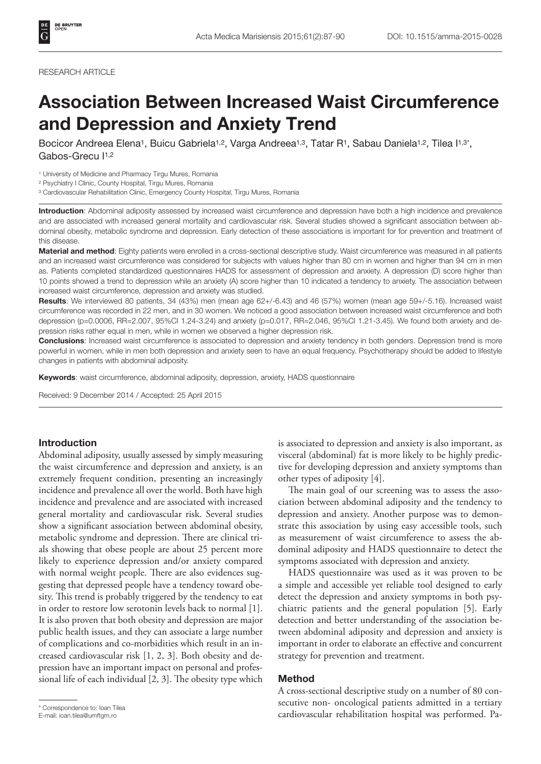RESEARCH ARTICLE

# Association Between Increased Waist Circumference and Depression and Anxiety Trend

Bocicor Andreea Elena[1], Buicu Gabriela[1,2], Varga Andreea[1,3], Tatar R[1], Sabau Daniela[1,2], Tilea I[1,3*], Gabos-Grecu I[1,2]

[1] University of Medicine and Pharmacy Tirgu Mures, Romania

[2] Psychiatry I Clinic, County Hospital, Tirgu Mures, Romania

[3] Cardiovascular Rehabilitation Clinic, Emergency County Hospital, Tirgu Mures, Romania

**Introduction**: Abdominal adiposity assessed by increased waist circumference and depression have both a high incidence and prevalence and are associated with increased general mortality and cardiovascular risk. Several studies showed a significant association between abdominal obesity, metabolic syndrome and depression. Early detection of these associations is important for for prevention and treatment of this disease.

**Material and method**: Eighty patients were enrolled in a cross-sectional descriptive study. Waist circumference was measured in all patients and an increased waist circumference was considered for subjects with values higher than 80 cm in women and higher than 94 cm in men as. Patients completed standardized questionnaires HADS for assessment of depression and anxiety. A depression (D) score higher than 10 points showed a trend to depression while an anxiety (A) score higher than 10 indicated a tendency to anxiety. The association between increased waist circumference, depression and anxiety was studied.

**Results**: We interviewed 80 patients, 34 (43%) men (mean age 62+/-6.43) and 46 (57%) women (mean age 59+/-5.16). Increased waist circumference was recorded in 22 men, and in 30 women. We noticed a good association between increased waist circumference and both depression ($p=0.0006$, RR=2.007, 95%CI 1.24-3.24) and anxiety ($p=0.017$, RR=2.046, 95%CI 1.21-3.45). We found both anxiety and depression risks rather equal in men, while in women we observed a higher depression risk.

**Conclusions**: Increased waist circumference is associated to depression and anxiety tendency in both genders. Depression trend is more powerful in women, while in men both depression and anxiety seen to have an equal frequency. Psychotherapy should be added to lifestyle changes in patients with abdominal adiposity.

**Keywords**: waist circumference, abdominal adiposity, depression, anxiety, HADS questionnaire

Received: 9 December 2014 / Accepted: 25 April 2015

## Introduction

Abdominal adiposity, usually assessed by simply measuring the waist circumference and depression and anxiety, is an extremely frequent condition, presenting an increasingly incidence and prevalence all over the world. Both have high incidence and prevalence and are associated with increased general mortality and cardiovascular risk. Several studies show a significant association between abdominal obesity, metabolic syndrome and depression. There are clinical trials showing that obese people are about 25 percent more likely to experience depression and/or anxiety compared with normal weight people. There are also evidences suggesting that depressed people have a tendency toward obesity. This trend is probably triggered by the tendency to eat in order to restore low serotonin levels back to normal [1]. It is also proven that both obesity and depression are major public health issues, and they can associate a large number of complications and co-morbidities which result in an increased cardiovascular risk [1, 2, 3]. Both obesity and depression have an important impact on personal and professional life of each individual [2, 3]. The obesity type which is associated to depression and anxiety is also important, as visceral (abdominal) fat is more likely to be highly predictive for developing depression and anxiety symptoms than other types of adiposity [4].

The main goal of our screening was to assess the association between abdominal adiposity and the tendency to depression and anxiety. Another purpose was to demonstrate this association by using easy accessible tools, such as measurement of waist circumference to assess the abdominal adiposity and HADS questionnaire to detect the symptoms associated with depression and anxiety.

HADS questionnaire was used as it was proven to be a simple and accessible yet reliable tool designed to early detect the depression and anxiety symptoms in both psychiatric patients and the general population [5]. Early detection and better understanding of the association between abdominal adiposity and depression and anxiety is important in order to elaborate an effective and concurrent strategy for prevention and treatment.

## Method

A cross-sectional descriptive study on a number of 80 consecutive non- oncological patients admitted in a tertiary cardiovascular rehabilitation hospital was performed. Pa-

\* Correspondence to: Ioan Tilea
E-mail: ioan.tilea@umftgm.ro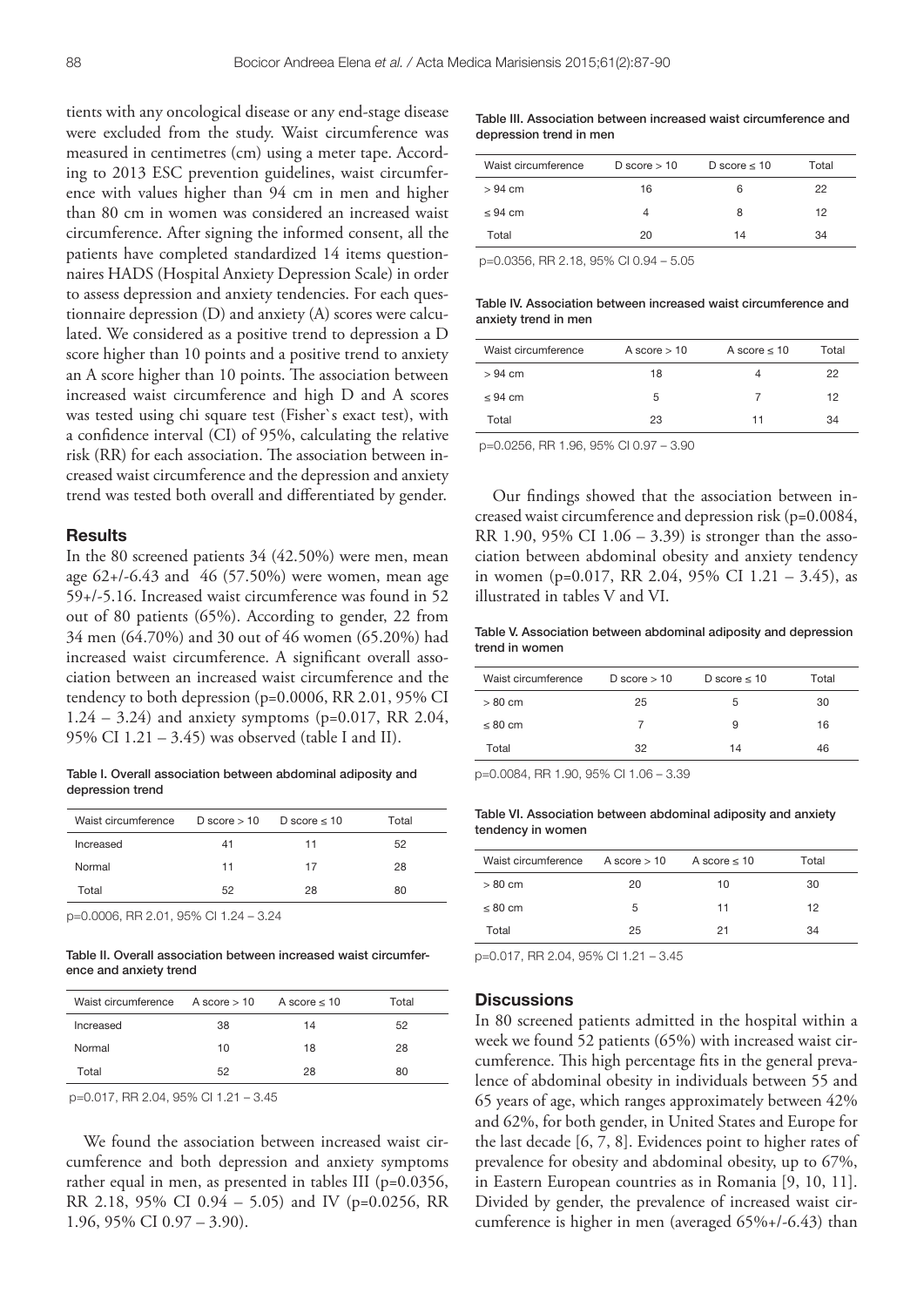tients with any oncological disease or any end-stage disease were excluded from the study. Waist circumference was measured in centimetres (cm) using a meter tape. According to 2013 ESC prevention guidelines, waist circumference with values higher than 94 cm in men and higher than 80 cm in women was considered an increased waist circumference. After signing the informed consent, all the patients have completed standardized 14 items questionnaires HADS (Hospital Anxiety Depression Scale) in order to assess depression and anxiety tendencies. For each questionnaire depression (D) and anxiety (A) scores were calculated. We considered as a positive trend to depression a D score higher than 10 points and a positive trend to anxiety an A score higher than 10 points. The association between increased waist circumference and high D and A scores was tested using chi square test (Fisher`s exact test), with a confidence interval (CI) of 95%, calculating the relative risk (RR) for each association. The association between increased waist circumference and the depression and anxiety trend was tested both overall and differentiated by gender.

## Results

In the 80 screened patients 34 (42.50%) were men, mean age 62+/-6.43 and 46 (57.50%) were women, mean age 59+/-5.16. Increased waist circumference was found in 52 out of 80 patients (65%). According to gender, 22 from 34 men (64.70%) and 30 out of 46 women (65.20%) had increased waist circumference. A significant overall association between an increased waist circumference and the tendency to both depression (p=0.0006, RR 2.01, 95% CI 1.24 – 3.24) and anxiety symptoms (p=0.017, RR 2.04, 95% CI 1.21 – 3.45) was observed (table I and II).

**Table I. Overall association between abdominal adiposity and depression trend**

| Waist circumference | D score > 10 | D score ≤ 10 | Total |
|---|---|---|---|
| Increased | 41 | 11 | 52 |
| Normal | 11 | 17 | 28 |
| Total | 52 | 28 | 80 |

p=0.0006, RR 2.01, 95% CI 1.24 – 3.24

**Table II. Overall association between increased waist circumference and anxiety trend**

| Waist circumference | A score > 10 | A score ≤ 10 | Total |
|---|---|---|---|
| Increased | 38 | 14 | 52 |
| Normal | 10 | 18 | 28 |
| Total | 52 | 28 | 80 |

p=0.017, RR 2.04, 95% CI 1.21 – 3.45

We found the association between increased waist circumference and both depression and anxiety symptoms rather equal in men, as presented in tables III (p=0.0356, RR 2.18, 95% CI 0.94 – 5.05) and IV (p=0.0256, RR 1.96, 95% CI 0.97 – 3.90).

**Table III. Association between increased waist circumference and depression trend in men**

| Waist circumference | D score > 10 | D score ≤ 10 | Total |
|---|---|---|---|
| > 94 cm | 16 | 6 | 22 |
| ≤ 94 cm | 4 | 8 | 12 |
| Total | 20 | 14 | 34 |

p=0.0356, RR 2.18, 95% CI 0.94 – 5.05

**Table IV. Association between increased waist circumference and anxiety trend in men**

| Waist circumference | A score > 10 | A score ≤ 10 | Total |
|---|---|---|---|
| > 94 cm | 18 | 4 | 22 |
| ≤ 94 cm | 5 | 7 | 12 |
| Total | 23 | 11 | 34 |

p=0.0256, RR 1.96, 95% CI 0.97 – 3.90

Our findings showed that the association between increased waist circumference and depression risk (p=0.0084, RR 1.90, 95% CI 1.06 – 3.39) is stronger than the association between abdominal obesity and anxiety tendency in women (p=0.017, RR 2.04, 95% CI 1.21 – 3.45), as illustrated in tables V and VI.

**Table V. Association between abdominal adiposity and depression trend in women**

| Waist circumference | D score > 10 | D score ≤ 10 | Total |
|---|---|---|---|
| > 80 cm | 25 | 5 | 30 |
| ≤ 80 cm | 7 | 9 | 16 |
| Total | 32 | 14 | 46 |

p=0.0084, RR 1.90, 95% CI 1.06 – 3.39

**Table VI. Association between abdominal adiposity and anxiety tendency in women**

| Waist circumference | A score > 10 | A score ≤ 10 | Total |
|---|---|---|---|
| > 80 cm | 20 | 10 | 30 |
| ≤ 80 cm | 5 | 11 | 12 |
| Total | 25 | 21 | 34 |

p=0.017, RR 2.04, 95% CI 1.21 – 3.45

## Discussions

In 80 screened patients admitted in the hospital within a week we found 52 patients (65%) with increased waist circumference. This high percentage fits in the general prevalence of abdominal obesity in individuals between 55 and 65 years of age, which ranges approximately between 42% and 62%, for both gender, in United States and Europe for the last decade [6, 7, 8]. Evidences point to higher rates of prevalence for obesity and abdominal obesity, up to 67%, in Eastern European countries as in Romania [9, 10, 11]. Divided by gender, the prevalence of increased waist circumference is higher in men (averaged 65%+/-6.43) than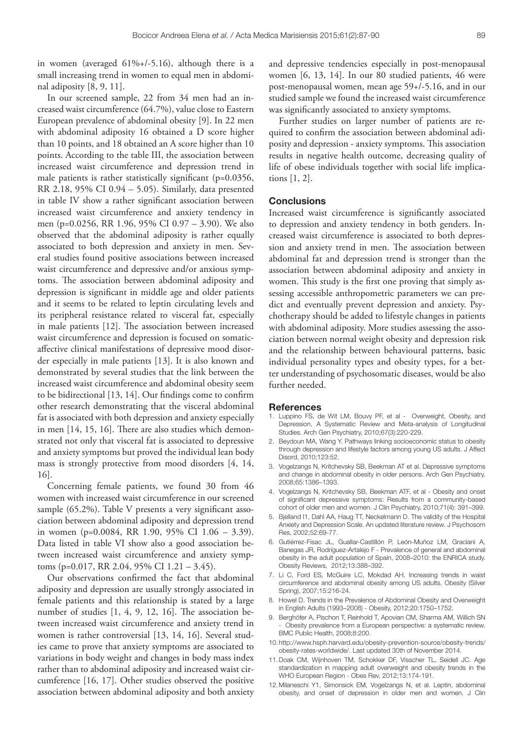in women (averaged 61%+/-5.16), although there is a small increasing trend in women to equal men in abdominal adiposity [8, 9, 11].

In our screened sample, 22 from 34 men had an increased waist circumference (64.7%), value close to Eastern European prevalence of abdominal obesity [9]. In 22 men with abdominal adiposity 16 obtained a D score higher than 10 points, and 18 obtained an A score higher than 10 points. According to the table III, the association between increased waist circumference and depression trend in male patients is rather statistically significant (p=0.0356, RR 2.18, 95% CI 0.94 – 5.05). Similarly, data presented in table IV show a rather significant association between increased waist circumference and anxiety tendency in men (p=0.0256, RR 1.96, 95% CI 0.97 – 3.90). We also observed that the abdominal adiposity is rather equally associated to both depression and anxiety in men. Several studies found positive associations between increased waist circumference and depressive and/or anxious symptoms. The association between abdominal adiposity and depression is significant in middle age and older patients and it seems to be related to leptin circulating levels and its peripheral resistance related to visceral fat, especially in male patients [12]. The association between increased waist circumference and depression is focused on somatic-affective clinical manifestations of depressive mood disorder especially in male patients [13]. It is also known and demonstrated by several studies that the link between the increased waist circumference and abdominal obesity seem to be bidirectional [13, 14]. Our findings come to confirm other research demonstrating that the visceral abdominal fat is associated with both depression and anxiety especially in men [14, 15, 16]. There are also studies which demonstrated not only that visceral fat is associated to depressive and anxiety symptoms but proved the individual lean body mass is strongly protective from mood disorders [4, 14, 16].

Concerning female patients, we found 30 from 46 women with increased waist circumference in our screened sample (65.2%). Table V presents a very significant association between abdominal adiposity and depression trend in women (p=0.0084, RR 1.90, 95% CI 1.06 – 3.39). Data listed in table VI show also a good association between increased waist circumference and anxiety symptoms (p=0.017, RR 2.04, 95% CI 1.21 – 3.45).

Our observations confirmed the fact that abdominal adiposity and depression are usually strongly associated in female patients and this relationship is stated by a large number of studies [1, 4, 9, 12, 16]. The association between increased waist circumference and anxiety trend in women is rather controversial [13, 14, 16]. Several studies came to prove that anxiety symptoms are associated to variations in body weight and changes in body mass index rather than to abdominal adiposity and increased waist circumference [16, 17]. Other studies observed the positive association between abdominal adiposity and both anxiety and depressive tendencies especially in post-menopausal women [6, 13, 14]. In our 80 studied patients, 46 were post-menopausal women, mean age 59+/-5.16, and in our studied sample we found the increased waist circumference was significantly associated to anxiety symptoms.

Further studies on larger number of patients are required to confirm the association between abdominal adiposity and depression - anxiety symptoms. This association results in negative health outcome, decreasing quality of life of obese individuals together with social life implications [1, 2].

## Conclusions

Increased waist circumference is significantly associated to depression and anxiety tendency in both genders. Increased waist circumference is associated to both depression and anxiety trend in men. The association between abdominal fat and depression trend is stronger than the association between abdominal adiposity and anxiety in women. This study is the first one proving that simply assessing accessible anthropometric parameters we can predict and eventually prevent depression and anxiety. Psychotherapy should be added to lifestyle changes in patients with abdominal adiposity. More studies assessing the association between normal weight obesity and depression risk and the relationship between behavioural patterns, basic individual personality types and obesity types, for a better understanding of psychosomatic diseases, would be also further needed.

## References

1. Luppino FS, de Wit LM, Bouvy PF, et al - Overweight, Obesity, and Depression, A Systematic Review and Meta-analysis of Longitudinal Studies. Arch Gen Psychiatry, 2010;67(3):220-229.
2. Beydoun MA, Wang Y. Pathways linking socioeconomic status to obesity through depression and lifestyle factors among young US adults. J Affect Disord, 2010;123:52.
3. Vogelzangs N, Kritchevsky SB, Beekman AT et al. Depressive symptoms and change in abdominal obesity in older persons. Arch Gen Psychiatry. 2008;65:1386–1393.
4. Vogelzangs N, Kritchevsky SB, Beekman ATF, et al - Obesity and onset of significant depressive symptoms: Results from a community-based cohort of older men and women. J Clin Psychiatry, 2010;71(4): 391–399.
5. Bjelland I1, Dahl AA, Haug TT, Neckelmann D. The validity of the Hospital Anxiety and Depression Scale. An updated literature review. J Psychosom Res, 2002;52:69-77.
6. Gutiérrez-Fisac JL, Guallar-Castillón P, León-Muñoz LM, Graciani A, Banegas JR, Rodríguez-Artalejo F - Prevalence of general and abdominal obesity in the adult population of Spain, 2008–2010: the ENRICA study. Obesity Reviews, 2012;13:388–392.
7. Li C, Ford ES, McGuire LC, Mokdad AH. Increasing trends in waist circumference and abdominal obesity among US adults. Obesity (Silver Spring), 2007;15:216-24.
8. Howel D. Trends in the Prevalence of Abdominal Obesity and Overweight in English Adults (1993–2008) - Obesity, 2012;20:1750–1752.
9. Berghöfer A, Pischon T, Reinhold T, Apovian CM, Sharma AM, Willich SN - Obesity prevalence from a European perspective: a systematic review. BMC Public Health, 2008;8:200.
10. http://www.hsph.harvard.edu/obesity-prevention-source/obesity-trends/obesity-rates-worldwide/. Last updated 30th of November 2014.
11. Doak CM, Wijnhoven TM, Schokker DF, Visscher TL, Seidell JC. Age standardization in mapping adult overweight and obesity trends in the WHO European Region - Obes Rev, 2012;13:174-191.
12. Milaneschi Y1, Simonsick EM, Vogelzangs N, et al. Leptin, abdominal obesity, and onset of depression in older men and women. J Clin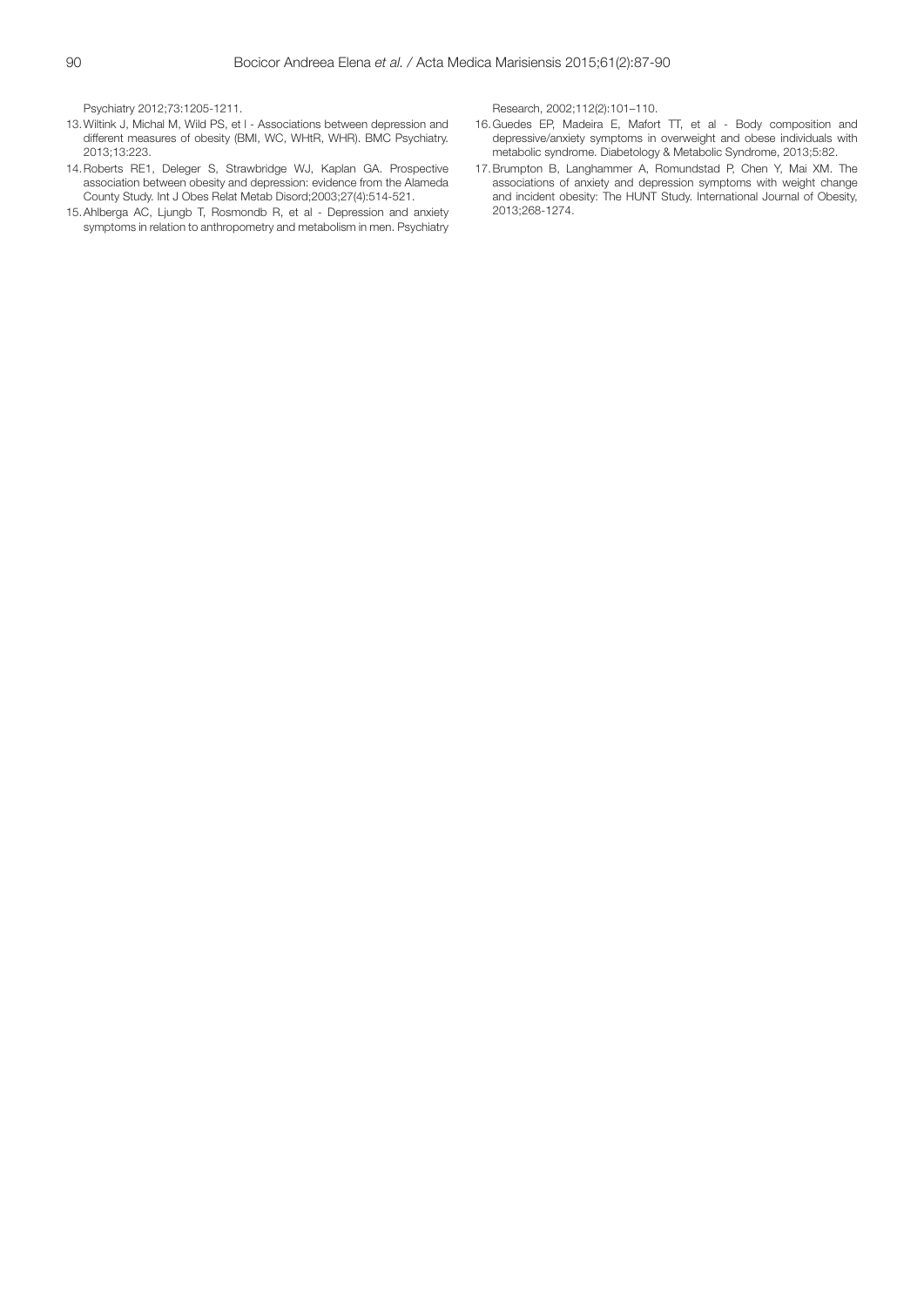Psychiatry 2012;73:1205-1211.

13. Wiltink J, Michal M, Wild PS, et l - Associations between depression and different measures of obesity (BMI, WC, WHtR, WHR). BMC Psychiatry. 2013;13:223.
14. Roberts RE1, Deleger S, Strawbridge WJ, Kaplan GA. Prospective association between obesity and depression: evidence from the Alameda County Study. Int J Obes Relat Metab Disord;2003;27(4):514-521.
15. Ahlberga AC, Ljungb T, Rosmondb R, et al - Depression and anxiety symptoms in relation to anthropometry and metabolism in men. Psychiatry Research, 2002;112(2):101–110.
16. Guedes EP, Madeira E, Mafort TT, et al - Body composition and depressive/anxiety symptoms in overweight and obese individuals with metabolic syndrome. Diabetology & Metabolic Syndrome, 2013;5:82.
17. Brumpton B, Langhammer A, Romundstad P, Chen Y, Mai XM. The associations of anxiety and depression symptoms with weight change and incident obesity: The HUNT Study. International Journal of Obesity, 2013;268-1274.